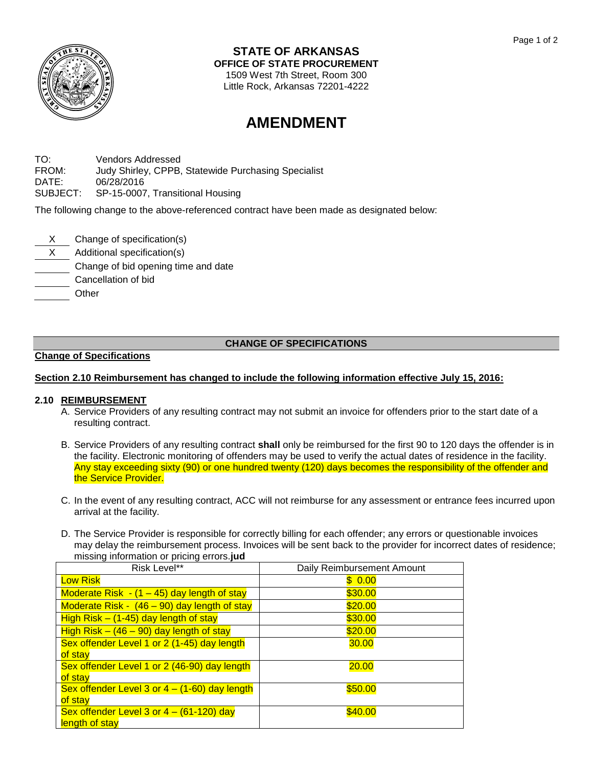# STATE OF ARKANSAS

**OFFICE OF STATE PROCUREMENT**

1509 West 7th Street, Room 300

Little Rock, Arkansas 72201-4222

# AMENDMENT

TO: Vendors Addressed
FROM: Judy Shirley, CPPB, Statewide Purchasing Specialist
DATE: 06/28/2016
SUBJECT: SP-15-0007, Transitional Housing

The following change to the above-referenced contract have been made as designated below:

- X Change of specification(s)
- X Additional specification(s)
- Change of bid opening time and date
- Cancellation of bid
- Other

## CHANGE OF SPECIFICATIONS

**Change of Specifications**

**Section 2.10 Reimbursement has changed to include the following information effective July 15, 2016:**

### 2.10 REIMBURSEMENT

A. Service Providers of any resulting contract may not submit an invoice for offenders prior to the start date of a resulting contract.

B. Service Providers of any resulting contract **shall** only be reimbursed for the first 90 to 120 days the offender is in the facility. Electronic monitoring of offenders may be used to verify the actual dates of residence in the facility. Any stay exceeding sixty (90) or one hundred twenty (120) days becomes the responsibility of the offender and the Service Provider.

C. In the event of any resulting contract, ACC will not reimburse for any assessment or entrance fees incurred upon arrival at the facility.

D. The Service Provider is responsible for correctly billing for each offender; any errors or questionable invoices may delay the reimbursement process. Invoices will be sent back to the provider for incorrect dates of residence; missing information or pricing errors.**jud**

| Risk Level** | Daily Reimbursement Amount |
|---|---|
| Low Risk | $ 0.00 |
| Moderate Risk - (1 – 45) day length of stay | $30.00 |
| Moderate Risk - (46 – 90) day length of stay | $20.00 |
| High Risk – (1-45) day length of stay | $30.00 |
| High Risk – (46 – 90) day length of stay | $20.00 |
| Sex offender Level 1 or 2 (1-45) day length of stay | 30.00 |
| Sex offender Level 1 or 2 (46-90) day length of stay | 20.00 |
| Sex offender Level 3 or 4 – (1-60) day length of stay | $50.00 |
| Sex offender Level 3 or 4 – (61-120) day length of stay | $40.00 |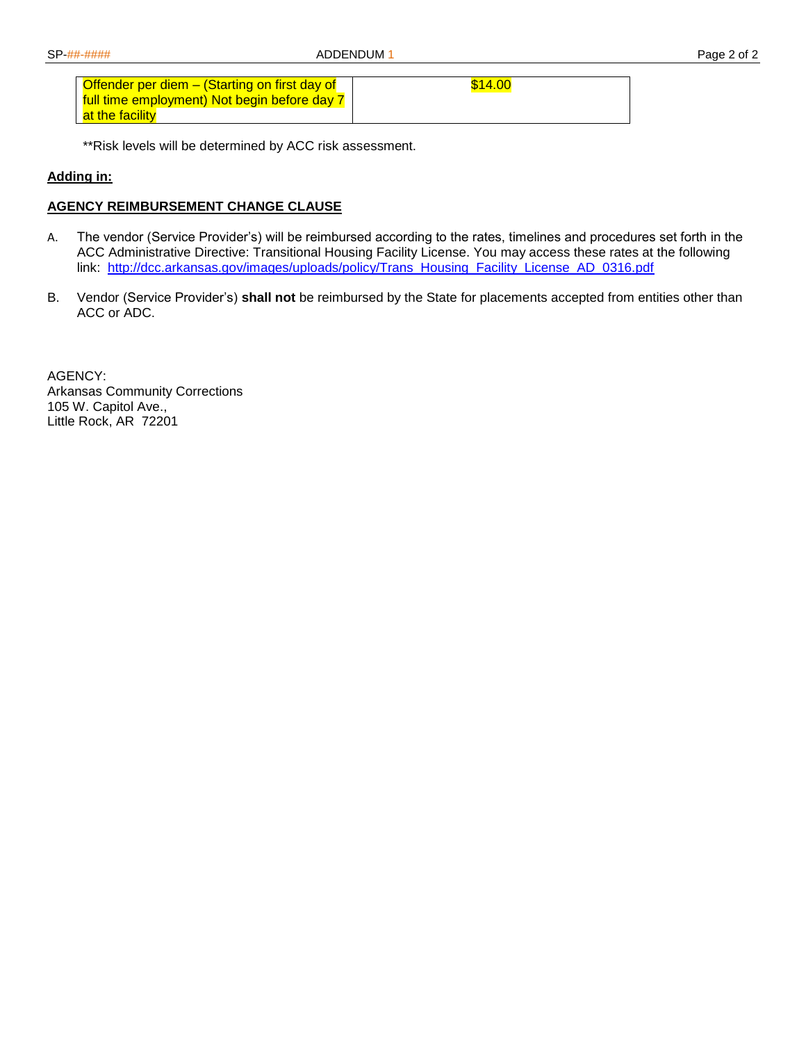| | |
|---|---|
| Offender per diem – (Starting on first day of full time employment) Not begin before day 7 at the facility | $14.00 |

**Risk levels will be determined by ACC risk assessment.

**Adding in:**

**AGENCY REIMBURSEMENT CHANGE CLAUSE**

A. The vendor (Service Provider's) will be reimbursed according to the rates, timelines and procedures set forth in the ACC Administrative Directive: Transitional Housing Facility License. You may access these rates at the following link: http://dcc.arkansas.gov/images/uploads/policy/Trans_Housing_Facility_License_AD_0316.pdf

B. Vendor (Service Provider's) **shall not** be reimbursed by the State for placements accepted from entities other than ACC or ADC.

AGENCY:
Arkansas Community Corrections
105 W. Capitol Ave.,
Little Rock, AR 72201